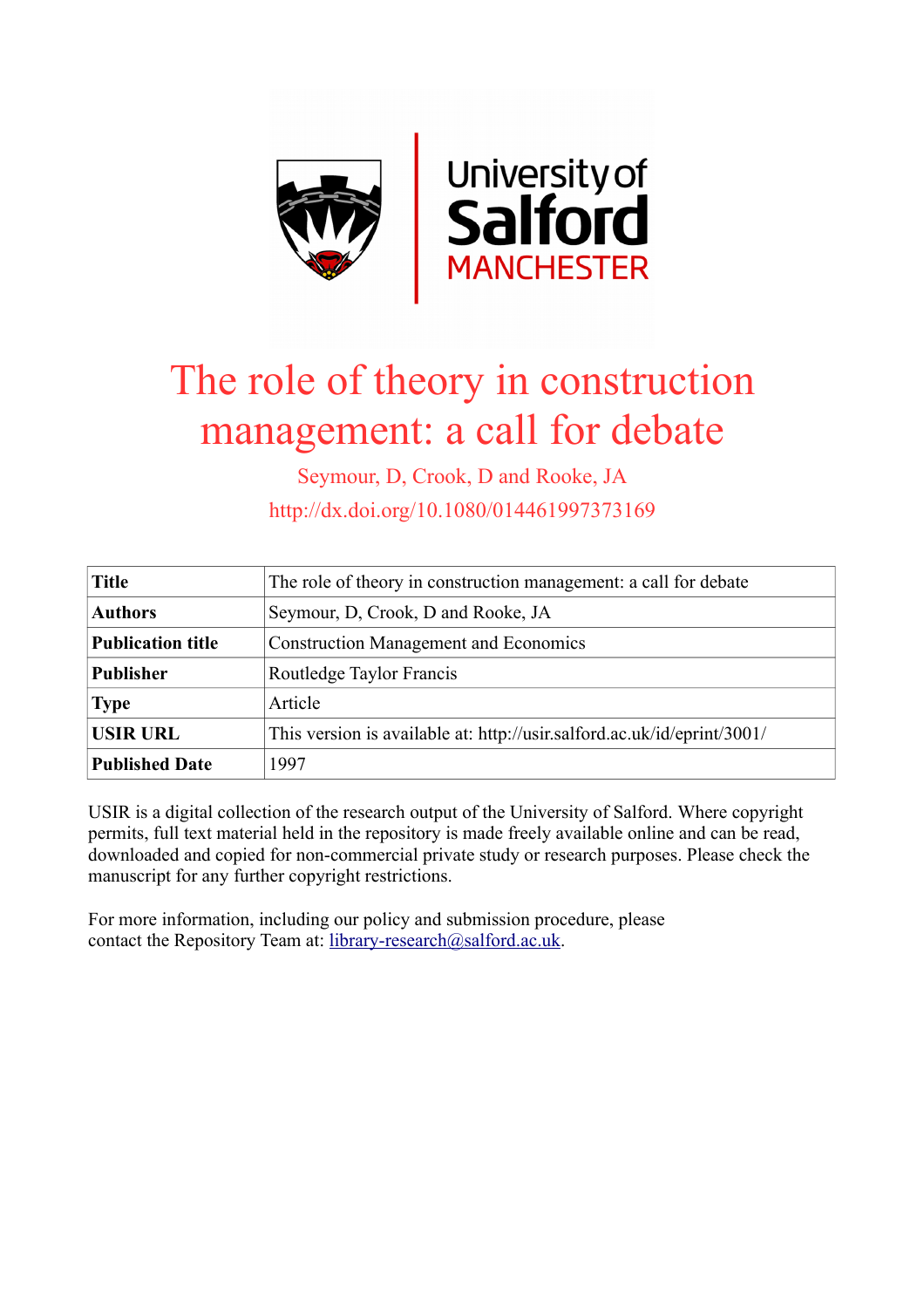# The role of theory in construction management: a call for debate

Seymour, D, Crook, D and Rooke, JA

http://dx.doi.org/10.1080/014461997373169

| **Title** | The role of theory in construction management: a call for debate |
|---|---|
| **Authors** | Seymour, D, Crook, D and Rooke, JA |
| **Publication title** | Construction Management and Economics |
| **Publisher** | Routledge Taylor Francis |
| **Type** | Article |
| **USIR URL** | This version is available at: http://usir.salford.ac.uk/id/eprint/3001/ |
| **Published Date** | 1997 |

USIR is a digital collection of the research output of the University of Salford. Where copyright permits, full text material held in the repository is made freely available online and can be read, downloaded and copied for non-commercial private study or research purposes. Please check the manuscript for any further copyright restrictions.

For more information, including our policy and submission procedure, please contact the Repository Team at: library-research@salford.ac.uk.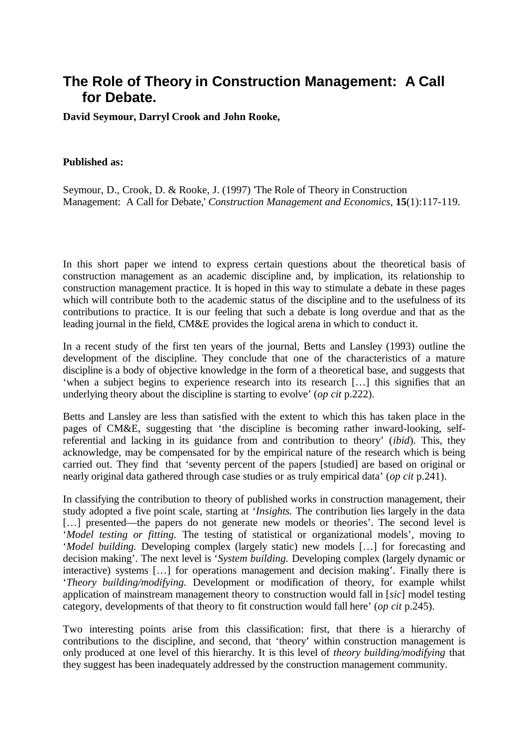# The Role of Theory in Construction Management: A Call for Debate.

**David Seymour, Darryl Crook and John Rooke,**

**Published as:**

Seymour, D., Crook, D. & Rooke, J. (1997) 'The Role of Theory in Construction Management: A Call for Debate,' *Construction Management and Economics*, **15**(1):117-119.

In this short paper we intend to express certain questions about the theoretical basis of construction management as an academic discipline and, by implication, its relationship to construction management practice. It is hoped in this way to stimulate a debate in these pages which will contribute both to the academic status of the discipline and to the usefulness of its contributions to practice. It is our feeling that such a debate is long overdue and that as the leading journal in the field, CM&E provides the logical arena in which to conduct it.

In a recent study of the first ten years of the journal, Betts and Lansley (1993) outline the development of the discipline. They conclude that one of the characteristics of a mature discipline is a body of objective knowledge in the form of a theoretical base, and suggests that 'when a subject begins to experience research into its research […] this signifies that an underlying theory about the discipline is starting to evolve' (*op cit* p.222).

Betts and Lansley are less than satisfied with the extent to which this has taken place in the pages of CM&E, suggesting that 'the discipline is becoming rather inward-looking, self-referential and lacking in its guidance from and contribution to theory' (*ibid*). This, they acknowledge, may be compensated for by the empirical nature of the research which is being carried out. They find that 'seventy percent of the papers [studied] are based on original or nearly original data gathered through case studies or as truly empirical data' (*op cit* p.241).

In classifying the contribution to theory of published works in construction management, their study adopted a five point scale, starting at '*Insights.* The contribution lies largely in the data […] presented—the papers do not generate new models or theories'. The second level is '*Model testing or fitting.* The testing of statistical or organizational models', moving to '*Model building.* Developing complex (largely static) new models […] for forecasting and decision making'. The next level is '*System building.* Developing complex (largely dynamic or interactive) systems […] for operations management and decision making'. Finally there is '*Theory building/modifying.* Development or modification of theory, for example whilst application of mainstream management theory to construction would fall in [*sic*] model testing category, developments of that theory to fit construction would fall here' (*op cit* p.245).

Two interesting points arise from this classification: first, that there is a hierarchy of contributions to the discipline, and second, that 'theory' within construction management is only produced at one level of this hierarchy. It is this level of *theory building/modifying* that they suggest has been inadequately addressed by the construction management community.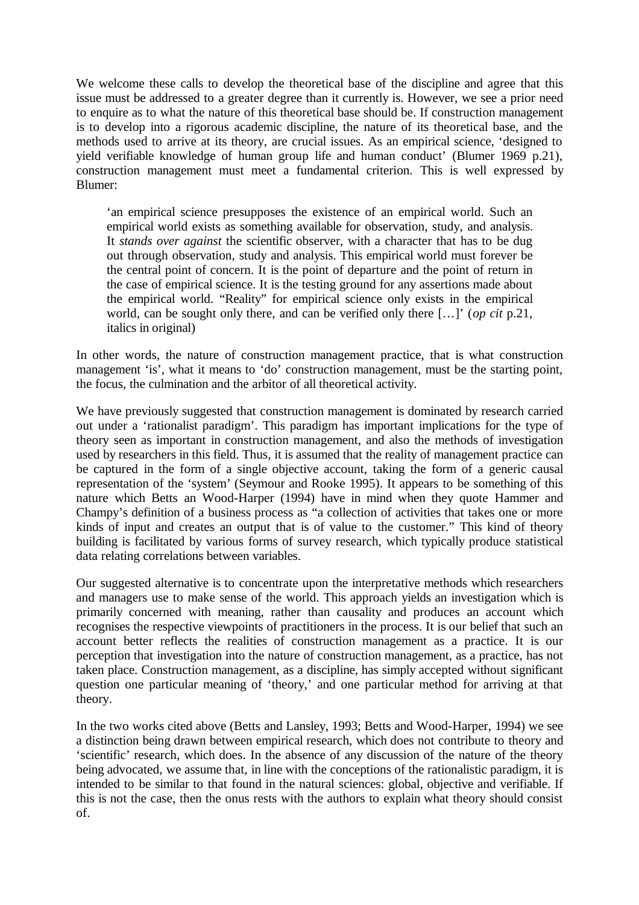We welcome these calls to develop the theoretical base of the discipline and agree that this issue must be addressed to a greater degree than it currently is. However, we see a prior need to enquire as to what the nature of this theoretical base should be. If construction management is to develop into a rigorous academic discipline, the nature of its theoretical base, and the methods used to arrive at its theory, are crucial issues. As an empirical science, 'designed to yield verifiable knowledge of human group life and human conduct' (Blumer 1969 p.21), construction management must meet a fundamental criterion. This is well expressed by Blumer:

> 'an empirical science presupposes the existence of an empirical world. Such an empirical world exists as something available for observation, study, and analysis. It *stands over against* the scientific observer, with a character that has to be dug out through observation, study and analysis. This empirical world must forever be the central point of concern. It is the point of departure and the point of return in the case of empirical science. It is the testing ground for any assertions made about the empirical world. "Reality" for empirical science only exists in the empirical world, can be sought only there, and can be verified only there […]' (*op cit* p.21, italics in original)

In other words, the nature of construction management practice, that is what construction management 'is', what it means to 'do' construction management, must be the starting point, the focus, the culmination and the arbitor of all theoretical activity.

We have previously suggested that construction management is dominated by research carried out under a 'rationalist paradigm'. This paradigm has important implications for the type of theory seen as important in construction management, and also the methods of investigation used by researchers in this field. Thus, it is assumed that the reality of management practice can be captured in the form of a single objective account, taking the form of a generic causal representation of the 'system' (Seymour and Rooke 1995). It appears to be something of this nature which Betts an Wood-Harper (1994) have in mind when they quote Hammer and Champy's definition of a business process as "a collection of activities that takes one or more kinds of input and creates an output that is of value to the customer." This kind of theory building is facilitated by various forms of survey research, which typically produce statistical data relating correlations between variables.

Our suggested alternative is to concentrate upon the interpretative methods which researchers and managers use to make sense of the world. This approach yields an investigation which is primarily concerned with meaning, rather than causality and produces an account which recognises the respective viewpoints of practitioners in the process. It is our belief that such an account better reflects the realities of construction management as a practice. It is our perception that investigation into the nature of construction management, as a practice, has not taken place. Construction management, as a discipline, has simply accepted without significant question one particular meaning of 'theory,' and one particular method for arriving at that theory.

In the two works cited above (Betts and Lansley, 1993; Betts and Wood-Harper, 1994) we see a distinction being drawn between empirical research, which does not contribute to theory and 'scientific' research, which does. In the absence of any discussion of the nature of the theory being advocated, we assume that, in line with the conceptions of the rationalistic paradigm, it is intended to be similar to that found in the natural sciences: global, objective and verifiable. If this is not the case, then the onus rests with the authors to explain what theory should consist of.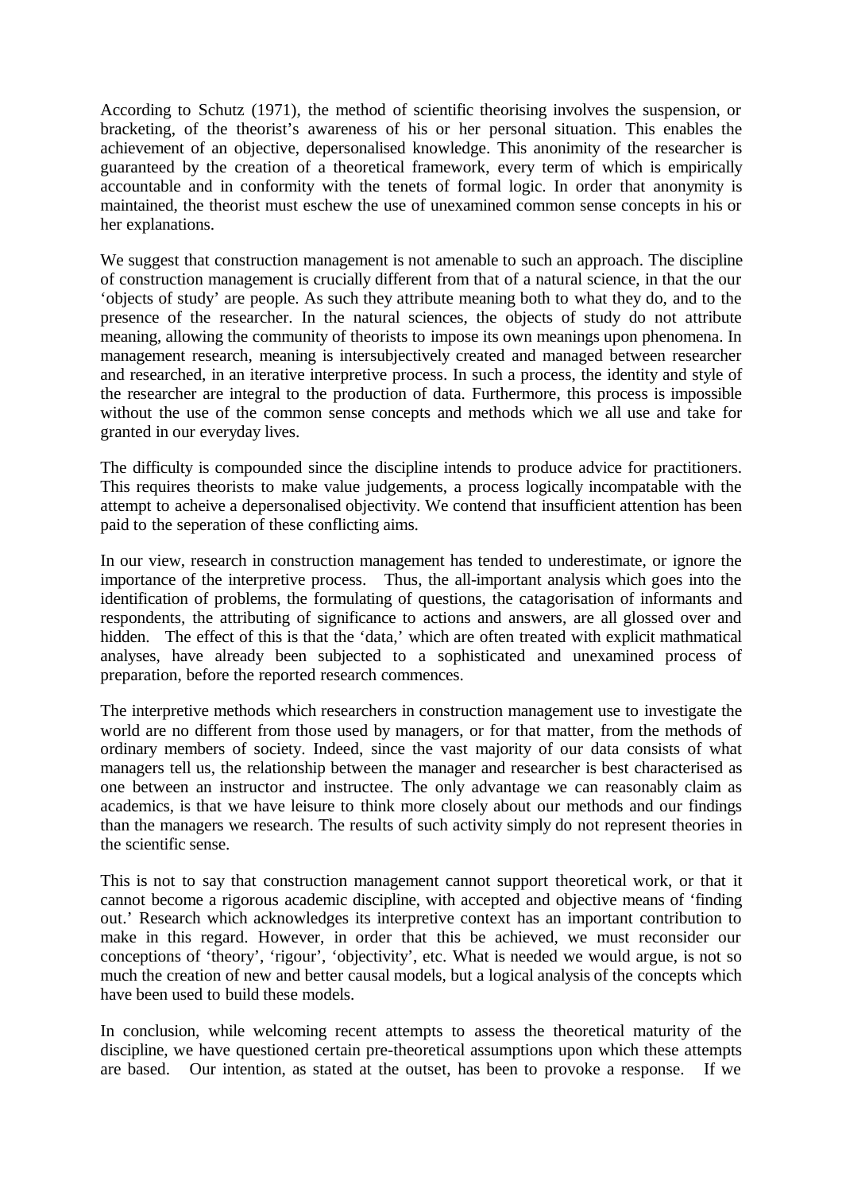According to Schutz (1971), the method of scientific theorising involves the suspension, or bracketing, of the theorist's awareness of his or her personal situation. This enables the achievement of an objective, depersonalised knowledge. This anonimity of the researcher is guaranteed by the creation of a theoretical framework, every term of which is empirically accountable and in conformity with the tenets of formal logic. In order that anonymity is maintained, the theorist must eschew the use of unexamined common sense concepts in his or her explanations.

We suggest that construction management is not amenable to such an approach. The discipline of construction management is crucially different from that of a natural science, in that the our 'objects of study' are people. As such they attribute meaning both to what they do, and to the presence of the researcher. In the natural sciences, the objects of study do not attribute meaning, allowing the community of theorists to impose its own meanings upon phenomena. In management research, meaning is intersubjectively created and managed between researcher and researched, in an iterative interpretive process. In such a process, the identity and style of the researcher are integral to the production of data. Furthermore, this process is impossible without the use of the common sense concepts and methods which we all use and take for granted in our everyday lives.

The difficulty is compounded since the discipline intends to produce advice for practitioners. This requires theorists to make value judgements, a process logically incompatable with the attempt to acheive a depersonalised objectivity. We contend that insufficient attention has been paid to the seperation of these conflicting aims.

In our view, research in construction management has tended to underestimate, or ignore the importance of the interpretive process. Thus, the all-important analysis which goes into the identification of problems, the formulating of questions, the catagorisation of informants and respondents, the attributing of significance to actions and answers, are all glossed over and hidden. The effect of this is that the 'data,' which are often treated with explicit mathmatical analyses, have already been subjected to a sophisticated and unexamined process of preparation, before the reported research commences.

The interpretive methods which researchers in construction management use to investigate the world are no different from those used by managers, or for that matter, from the methods of ordinary members of society. Indeed, since the vast majority of our data consists of what managers tell us, the relationship between the manager and researcher is best characterised as one between an instructor and instructee. The only advantage we can reasonably claim as academics, is that we have leisure to think more closely about our methods and our findings than the managers we research. The results of such activity simply do not represent theories in the scientific sense.

This is not to say that construction management cannot support theoretical work, or that it cannot become a rigorous academic discipline, with accepted and objective means of 'finding out.' Research which acknowledges its interpretive context has an important contribution to make in this regard. However, in order that this be achieved, we must reconsider our conceptions of 'theory', 'rigour', 'objectivity', etc. What is needed we would argue, is not so much the creation of new and better causal models, but a logical analysis of the concepts which have been used to build these models.

In conclusion, while welcoming recent attempts to assess the theoretical maturity of the discipline, we have questioned certain pre-theoretical assumptions upon which these attempts are based. Our intention, as stated at the outset, has been to provoke a response. If we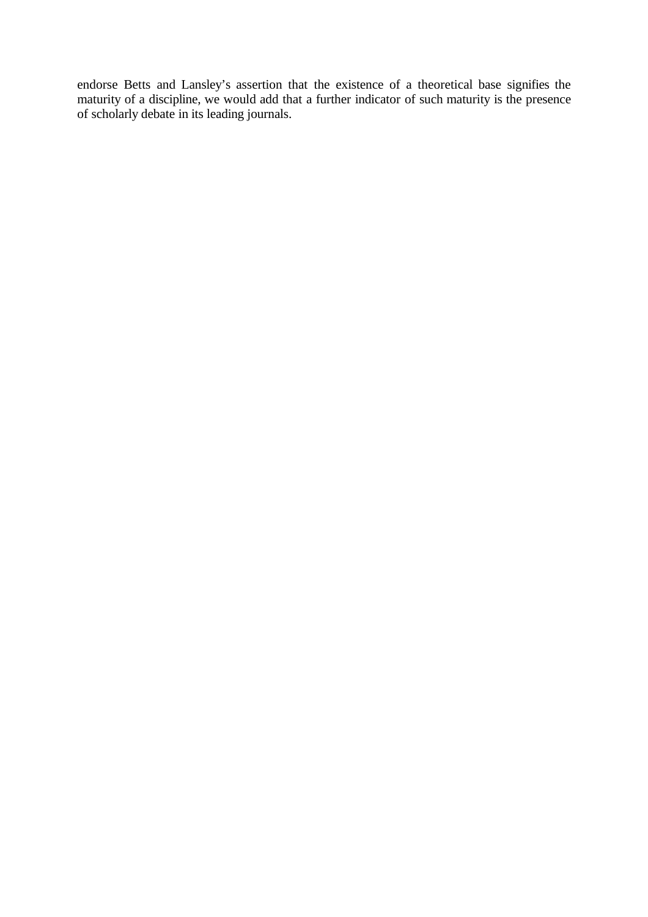endorse Betts and Lansley's assertion that the existence of a theoretical base signifies the maturity of a discipline, we would add that a further indicator of such maturity is the presence of scholarly debate in its leading journals.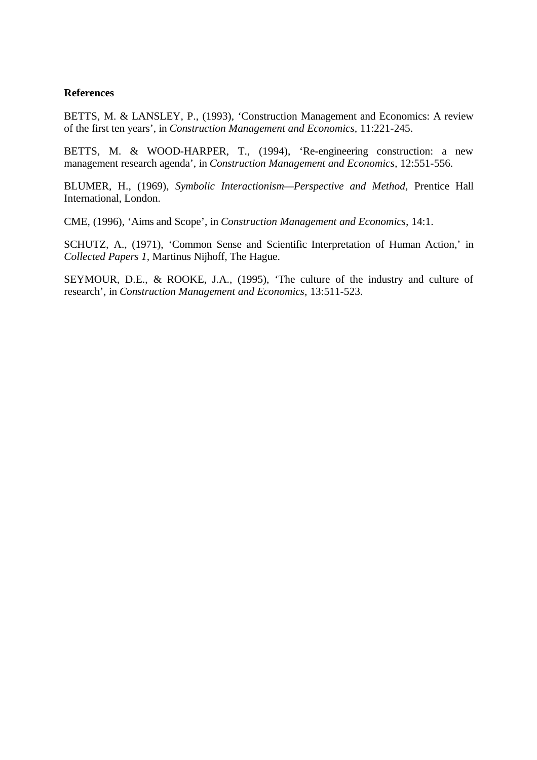**References**

BETTS, M. & LANSLEY, P., (1993), 'Construction Management and Economics: A review of the first ten years', in *Construction Management and Economics*, 11:221-245.

BETTS, M. & WOOD-HARPER, T., (1994), 'Re-engineering construction: a new management research agenda', in *Construction Management and Economics*, 12:551-556.

BLUMER, H., (1969), *Symbolic Interactionism—Perspective and Method*, Prentice Hall International, London.

CME, (1996), 'Aims and Scope', in *Construction Management and Economics*, 14:1.

SCHUTZ, A., (1971), 'Common Sense and Scientific Interpretation of Human Action,' in *Collected Papers 1*, Martinus Nijhoff, The Hague.

SEYMOUR, D.E., & ROOKE, J.A., (1995), 'The culture of the industry and culture of research', in *Construction Management and Economics*, 13:511-523.